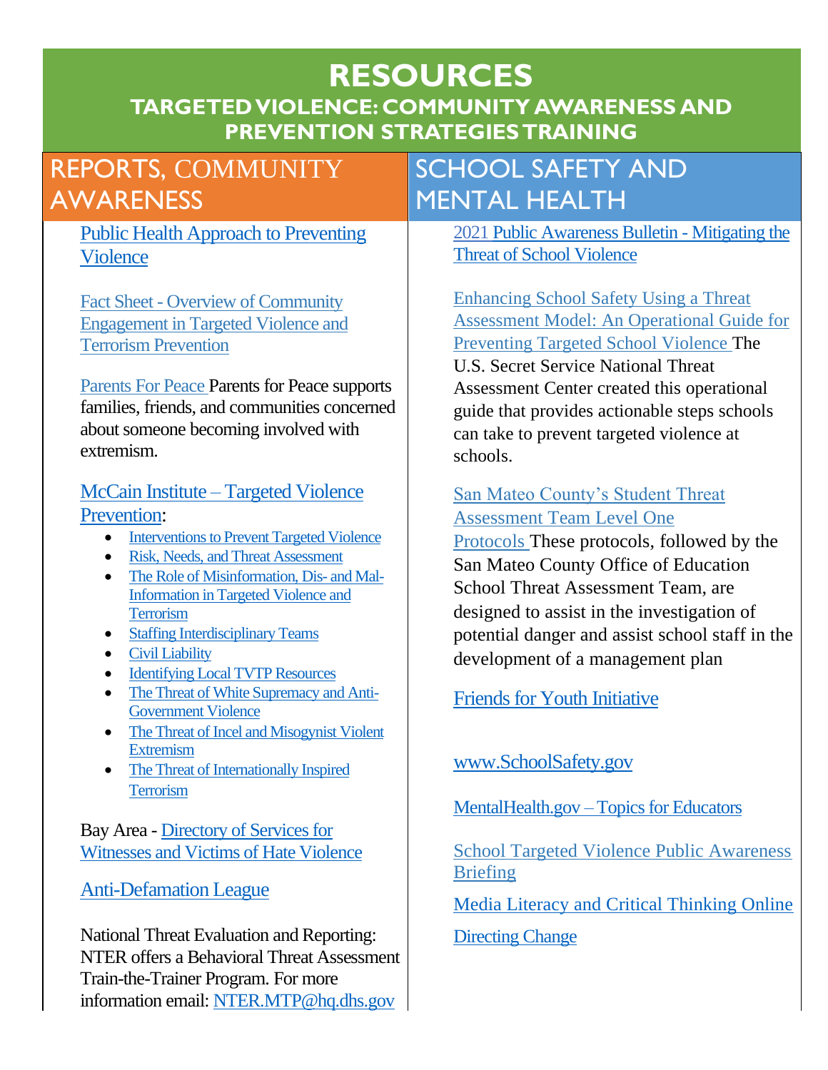# RESOURCES

## TARGETED VIOLENCE: COMMUNITY AWARENESS AND PREVENTION STRATEGIES TRAINING

## REPORTS, COMMUNITY AWARENESS

Public Health Approach to Preventing Violence

Fact Sheet - Overview of Community Engagement in Targeted Violence and Terrorism Prevention

Parents For Peace Parents for Peace supports families, friends, and communities concerned about someone becoming involved with extremism.

McCain Institute – Targeted Violence Prevention:

- Interventions to Prevent Targeted Violence
- Risk, Needs, and Threat Assessment
- The Role of Misinformation, Dis- and Mal-Information in Targeted Violence and Terrorism
- Staffing Interdisciplinary Teams
- Civil Liability
- Identifying Local TVTP Resources
- The Threat of White Supremacy and Anti-Government Violence
- The Threat of Incel and Misogynist Violent Extremism
- The Threat of Internationally Inspired Terrorism

Bay Area - Directory of Services for Witnesses and Victims of Hate Violence

Anti-Defamation League

National Threat Evaluation and Reporting: NTER offers a Behavioral Threat Assessment Train-the-Trainer Program. For more information email: NTER.MTP@hq.dhs.gov

## SCHOOL SAFETY AND MENTAL HEALTH

2021 Public Awareness Bulletin - Mitigating the Threat of School Violence

Enhancing School Safety Using a Threat Assessment Model: An Operational Guide for Preventing Targeted School Violence The U.S. Secret Service National Threat Assessment Center created this operational guide that provides actionable steps schools can take to prevent targeted violence at schools.

San Mateo County's Student Threat Assessment Team Level One Protocols These protocols, followed by the San Mateo County Office of Education School Threat Assessment Team, are designed to assist in the investigation of potential danger and assist school staff in the development of a management plan

Friends for Youth Initiative

www.SchoolSafety.gov

MentalHealth.gov – Topics for Educators

School Targeted Violence Public Awareness Briefing

Media Literacy and Critical Thinking Online

Directing Change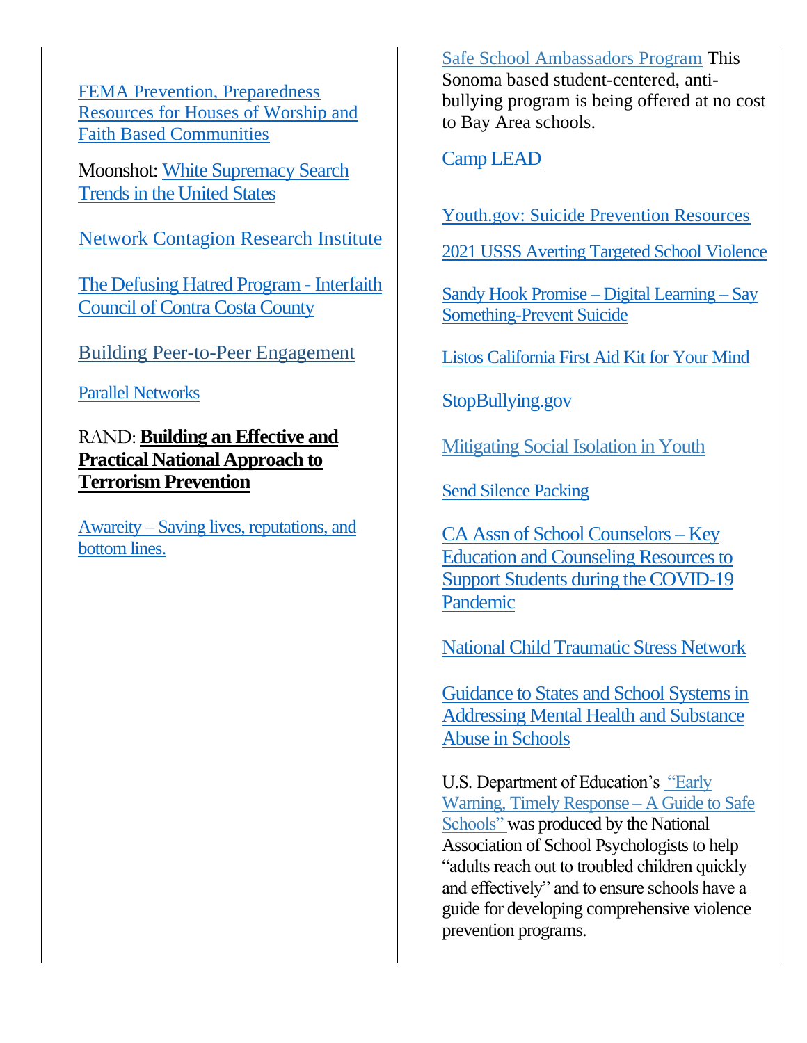FEMA Prevention, Preparedness Resources for Houses of Worship and Faith Based Communities

Moonshot: White Supremacy Search Trends in the United States

Network Contagion Research Institute

The Defusing Hatred Program - Interfaith Council of Contra Costa County

Building Peer-to-Peer Engagement

Parallel Networks

RAND: **Building an Effective and Practical National Approach to Terrorism Prevention**

Awareity – Saving lives, reputations, and bottom lines.

Safe School Ambassadors Program This Sonoma based student-centered, anti-bullying program is being offered at no cost to Bay Area schools.

Camp LEAD

Youth.gov: Suicide Prevention Resources

2021 USSS Averting Targeted School Violence

Sandy Hook Promise – Digital Learning – Say Something-Prevent Suicide

Listos California First Aid Kit for Your Mind

StopBullying.gov

Mitigating Social Isolation in Youth

Send Silence Packing

CA Assn of School Counselors – Key Education and Counseling Resources to Support Students during the COVID-19 Pandemic

National Child Traumatic Stress Network

Guidance to States and School Systems in Addressing Mental Health and Substance Abuse in Schools

U.S. Department of Education's "Early Warning, Timely Response – A Guide to Safe Schools" was produced by the National Association of School Psychologists to help "adults reach out to troubled children quickly and effectively" and to ensure schools have a guide for developing comprehensive violence prevention programs.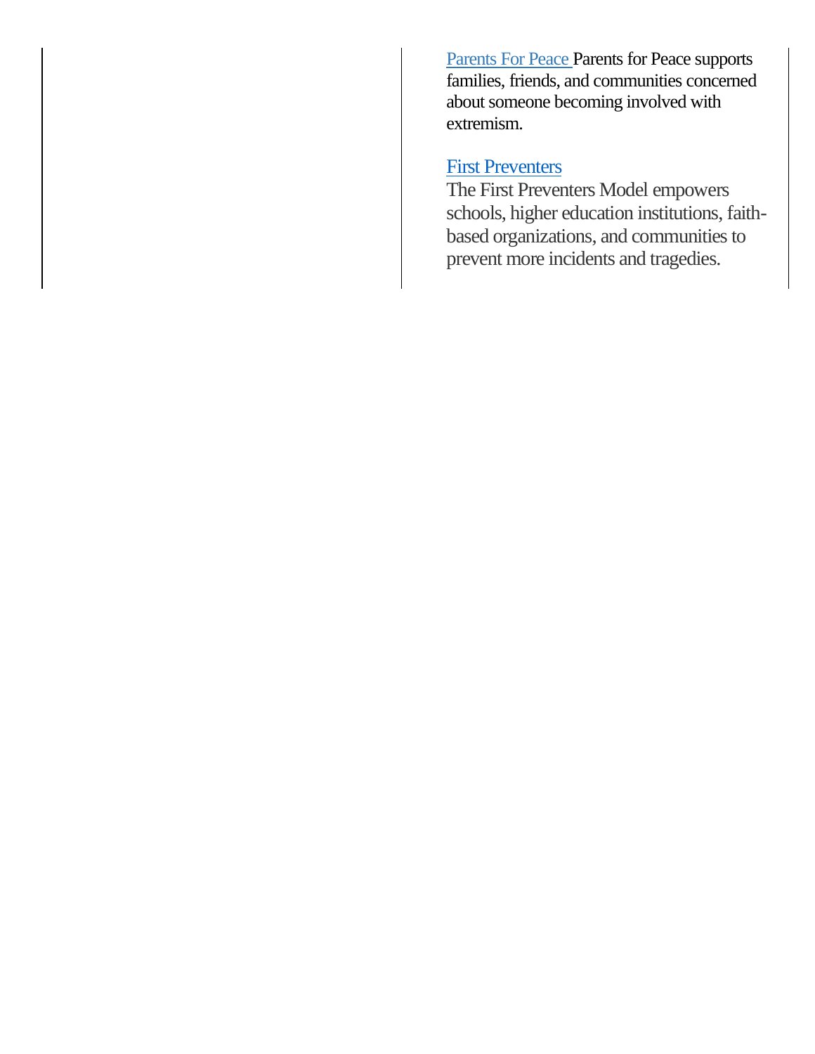Parents For Peace Parents for Peace supports families, friends, and communities concerned about someone becoming involved with extremism.

First Preventers
The First Preventers Model empowers schools, higher education institutions, faith-based organizations, and communities to prevent more incidents and tragedies.